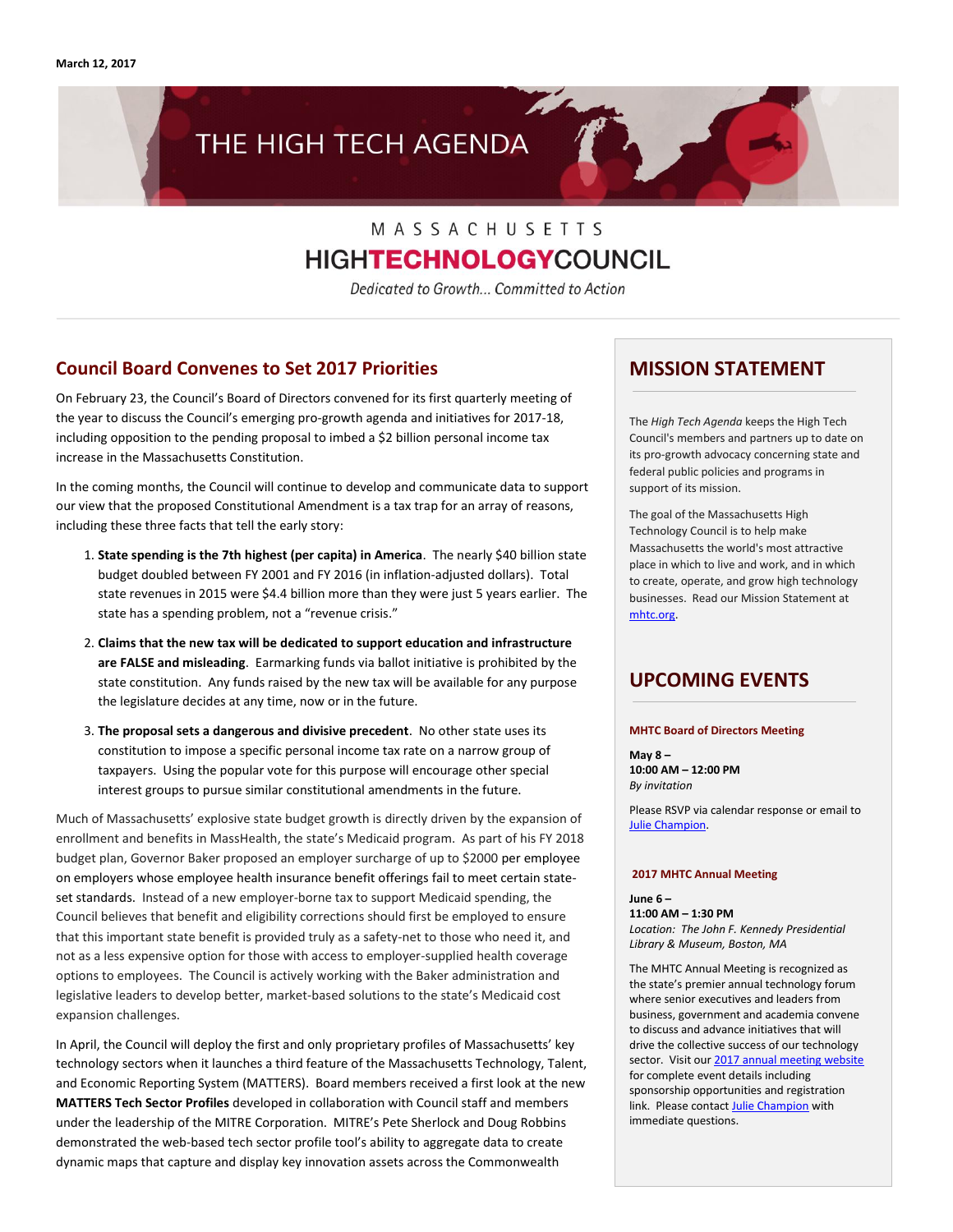March 12, 2017

# THE HIGH TECH AGENDA

MASSACHUSETTS
**HIGHTECHNOLOGYCOUNCIL**
*Dedicated to Growth... Committed to Action*

## Council Board Convenes to Set 2017 Priorities

On February 23, the Council's Board of Directors convened for its first quarterly meeting of the year to discuss the Council's emerging pro-growth agenda and initiatives for 2017-18, including opposition to the pending proposal to imbed a $2 billion personal income tax increase in the Massachusetts Constitution.

In the coming months, the Council will continue to develop and communicate data to support our view that the proposed Constitutional Amendment is a tax trap for an array of reasons, including these three facts that tell the early story:

1. **State spending is the 7th highest (per capita) in America**. The nearly $40 billion state budget doubled between FY 2001 and FY 2016 (in inflation-adjusted dollars). Total state revenues in 2015 were $4.4 billion more than they were just 5 years earlier. The state has a spending problem, not a "revenue crisis."
2. **Claims that the new tax will be dedicated to support education and infrastructure are FALSE and misleading**. Earmarking funds via ballot initiative is prohibited by the state constitution. Any funds raised by the new tax will be available for any purpose the legislature decides at any time, now or in the future.
3. **The proposal sets a dangerous and divisive precedent**. No other state uses its constitution to impose a specific personal income tax rate on a narrow group of taxpayers. Using the popular vote for this purpose will encourage other special interest groups to pursue similar constitutional amendments in the future.

Much of Massachusetts' explosive state budget growth is directly driven by the expansion of enrollment and benefits in MassHealth, the state's Medicaid program. As part of his FY 2018 budget plan, Governor Baker proposed an employer surcharge of up to $2000 per employee on employers whose employee health insurance benefit offerings fail to meet certain state-set standards. Instead of a new employer-borne tax to support Medicaid spending, the Council believes that benefit and eligibility corrections should first be employed to ensure that this important state benefit is provided truly as a safety-net to those who need it, and not as a less expensive option for those with access to employer-supplied health coverage options to employees. The Council is actively working with the Baker administration and legislative leaders to develop better, market-based solutions to the state's Medicaid cost expansion challenges.

In April, the Council will deploy the first and only proprietary profiles of Massachusetts' key technology sectors when it launches a third feature of the Massachusetts Technology, Talent, and Economic Reporting System (MATTERS). Board members received a first look at the new **MATTERS Tech Sector Profiles** developed in collaboration with Council staff and members under the leadership of the MITRE Corporation. MITRE's Pete Sherlock and Doug Robbins demonstrated the web-based tech sector profile tool's ability to aggregate data to create dynamic maps that capture and display key innovation assets across the Commonwealth

## MISSION STATEMENT

The *High Tech Agenda* keeps the High Tech Council's members and partners up to date on its pro-growth advocacy concerning state and federal public policies and programs in support of its mission.

The goal of the Massachusetts High Technology Council is to help make Massachusetts the world's most attractive place in which to live and work, and in which to create, operate, and grow high technology businesses. Read our Mission Statement at mhtc.org.

## UPCOMING EVENTS

**MHTC Board of Directors Meeting**

**May 8 –**
**10:00 AM – 12:00 PM**
*By invitation*

Please RSVP via calendar response or email to Julie Champion.

**2017 MHTC Annual Meeting**

**June 6 –**
**11:00 AM – 1:30 PM**
*Location: The John F. Kennedy Presidential Library & Museum, Boston, MA*

The MHTC Annual Meeting is recognized as the state's premier annual technology forum where senior executives and leaders from business, government and academia convene to discuss and advance initiatives that will drive the collective success of our technology sector. Visit our 2017 annual meeting website for complete event details including sponsorship opportunities and registration link. Please contact Julie Champion with immediate questions.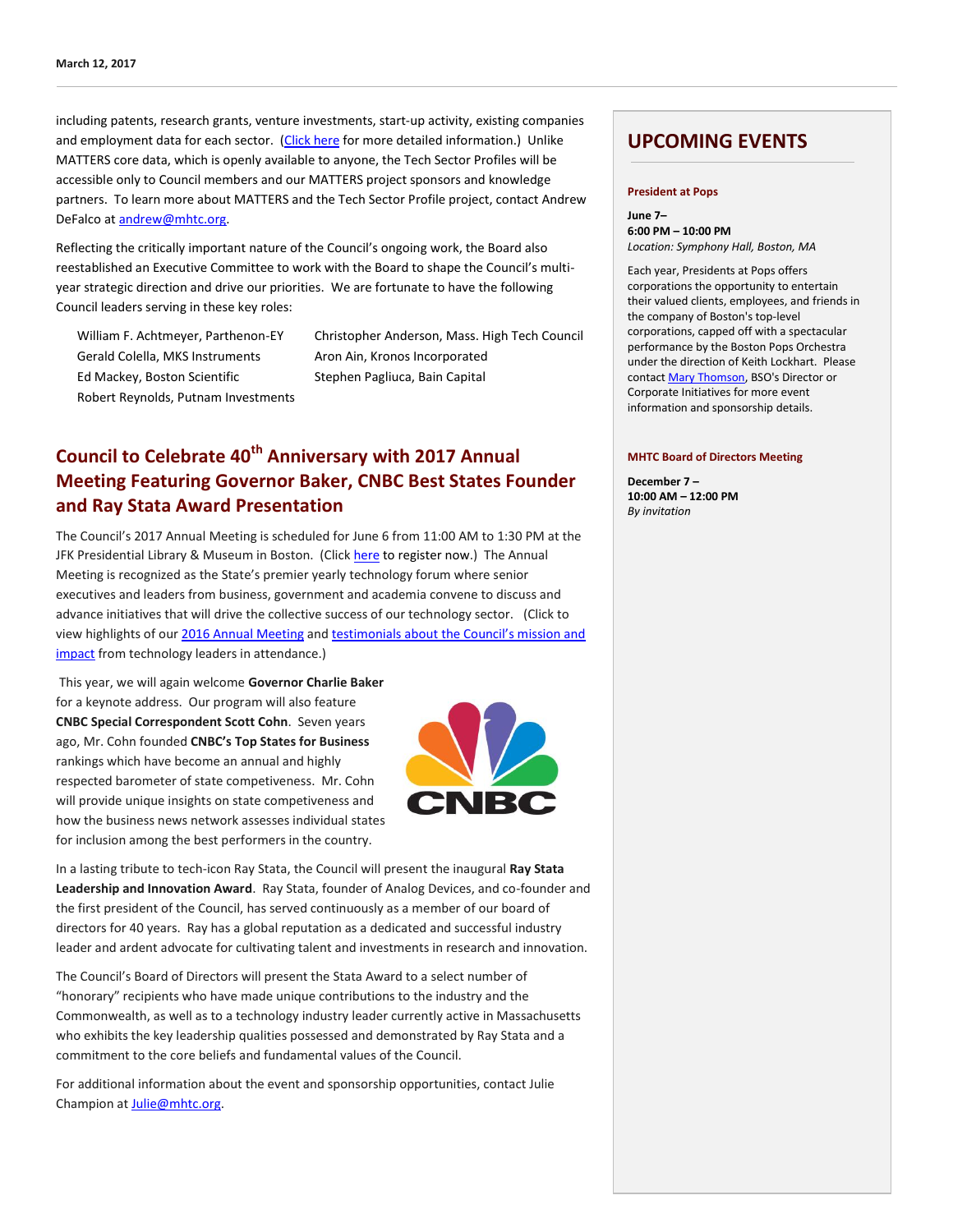including patents, research grants, venture investments, start-up activity, existing companies and employment data for each sector. (Click here for more detailed information.) Unlike MATTERS core data, which is openly available to anyone, the Tech Sector Profiles will be accessible only to Council members and our MATTERS project sponsors and knowledge partners. To learn more about MATTERS and the Tech Sector Profile project, contact Andrew DeFalco at andrew@mhtc.org.

Reflecting the critically important nature of the Council's ongoing work, the Board also reestablished an Executive Committee to work with the Board to shape the Council's multi-year strategic direction and drive our priorities. We are fortunate to have the following Council leaders serving in these key roles:

- William F. Achtmeyer, Parthenon-EY
- Gerald Colella, MKS Instruments
- Ed Mackey, Boston Scientific
- Robert Reynolds, Putnam Investments
- Christopher Anderson, Mass. High Tech Council
- Aron Ain, Kronos Incorporated
- Stephen Pagliuca, Bain Capital

## Council to Celebrate 40th Anniversary with 2017 Annual Meeting Featuring Governor Baker, CNBC Best States Founder and Ray Stata Award Presentation

The Council's 2017 Annual Meeting is scheduled for June 6 from 11:00 AM to 1:30 PM at the JFK Presidential Library & Museum in Boston. (Click here to register now.) The Annual Meeting is recognized as the State's premier yearly technology forum where senior executives and leaders from business, government and academia convene to discuss and advance initiatives that will drive the collective success of our technology sector. (Click to view highlights of our 2016 Annual Meeting and testimonials about the Council's mission and impact from technology leaders in attendance.)

This year, we will again welcome **Governor Charlie Baker** for a keynote address. Our program will also feature **CNBC Special Correspondent Scott Cohn**. Seven years ago, Mr. Cohn founded **CNBC's Top States for Business** rankings which have become an annual and highly respected barometer of state competiveness. Mr. Cohn will provide unique insights on state competiveness and how the business news network assesses individual states for inclusion among the best performers in the country.

In a lasting tribute to tech-icon Ray Stata, the Council will present the inaugural **Ray Stata Leadership and Innovation Award**. Ray Stata, founder of Analog Devices, and co-founder and the first president of the Council, has served continuously as a member of our board of directors for 40 years. Ray has a global reputation as a dedicated and successful industry leader and ardent advocate for cultivating talent and investments in research and innovation.

The Council's Board of Directors will present the Stata Award to a select number of "honorary" recipients who have made unique contributions to the industry and the Commonwealth, as well as to a technology industry leader currently active in Massachusetts who exhibits the key leadership qualities possessed and demonstrated by Ray Stata and a commitment to the core beliefs and fundamental values of the Council.

For additional information about the event and sponsorship opportunities, contact Julie Champion at Julie@mhtc.org.

## UPCOMING EVENTS

**President at Pops**

**June 7–**
**6:00 PM – 10:00 PM**
*Location: Symphony Hall, Boston, MA*

Each year, Presidents at Pops offers corporations the opportunity to entertain their valued clients, employees, and friends in the company of Boston's top-level corporations, capped off with a spectacular performance by the Boston Pops Orchestra under the direction of Keith Lockhart. Please contact Mary Thomson, BSO's Director or Corporate Initiatives for more event information and sponsorship details.

**MHTC Board of Directors Meeting**

**December 7 –**
**10:00 AM – 12:00 PM**
*By invitation*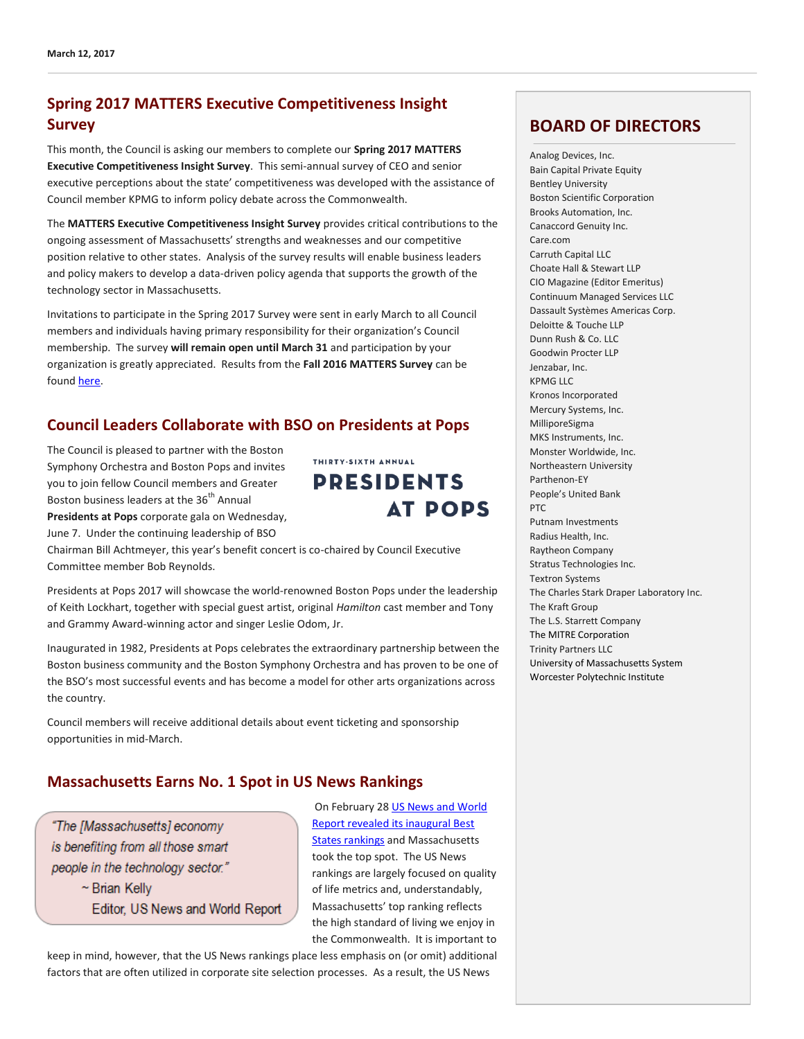March 12, 2017

## Spring 2017 MATTERS Executive Competitiveness Insight Survey

This month, the Council is asking our members to complete our **Spring 2017 MATTERS Executive Competitiveness Insight Survey**. This semi-annual survey of CEO and senior executive perceptions about the state' competitiveness was developed with the assistance of Council member KPMG to inform policy debate across the Commonwealth.

The **MATTERS Executive Competitiveness Insight Survey** provides critical contributions to the ongoing assessment of Massachusetts' strengths and weaknesses and our competitive position relative to other states. Analysis of the survey results will enable business leaders and policy makers to develop a data-driven policy agenda that supports the growth of the technology sector in Massachusetts.

Invitations to participate in the Spring 2017 Survey were sent in early March to all Council members and individuals having primary responsibility for their organization's Council membership. The survey **will remain open until March 31** and participation by your organization is greatly appreciated. Results from the **Fall 2016 MATTERS Survey** can be found here.

## Council Leaders Collaborate with BSO on Presidents at Pops

THIRTY-SIXTH ANNUAL
PRESIDENTS AT POPS

The Council is pleased to partner with the Boston Symphony Orchestra and Boston Pops and invites you to join fellow Council members and Greater Boston business leaders at the 36th Annual **Presidents at Pops** corporate gala on Wednesday, June 7. Under the continuing leadership of BSO Chairman Bill Achtmeyer, this year's benefit concert is co-chaired by Council Executive Committee member Bob Reynolds.

Presidents at Pops 2017 will showcase the world-renowned Boston Pops under the leadership of Keith Lockhart, together with special guest artist, original *Hamilton* cast member and Tony and Grammy Award-winning actor and singer Leslie Odom, Jr.

Inaugurated in 1982, Presidents at Pops celebrates the extraordinary partnership between the Boston business community and the Boston Symphony Orchestra and has proven to be one of the BSO's most successful events and has become a model for other arts organizations across the country.

Council members will receive additional details about event ticketing and sponsorship opportunities in mid-March.

## Massachusetts Earns No. 1 Spot in US News Rankings

> "The [Massachusetts] economy is benefiting from all those smart people in the technology sector."
> ~ Brian Kelly
> Editor, US News and World Report

On February 28 US News and World Report revealed its inaugural Best States rankings and Massachusetts took the top spot. The US News rankings are largely focused on quality of life metrics and, understandably, Massachusetts' top ranking reflects the high standard of living we enjoy in the Commonwealth. It is important to keep in mind, however, that the US News rankings place less emphasis on (or omit) additional factors that are often utilized in corporate site selection processes. As a result, the US News

## BOARD OF DIRECTORS

Analog Devices, Inc.
Bain Capital Private Equity
Bentley University
Boston Scientific Corporation
Brooks Automation, Inc.
Canaccord Genuity Inc.
Care.com
Carruth Capital LLC
Choate Hall & Stewart LLP
CIO Magazine (Editor Emeritus)
Continuum Managed Services LLC
Dassault Systèmes Americas Corp.
Deloitte & Touche LLP
Dunn Rush & Co. LLC
Goodwin Procter LLP
Jenzabar, Inc.
KPMG LLC
Kronos Incorporated
Mercury Systems, Inc.
MilliporeSigma
MKS Instruments, Inc.
Monster Worldwide, Inc.
Northeastern University
Parthenon-EY
People's United Bank
PTC
Putnam Investments
Radius Health, Inc.
Raytheon Company
Stratus Technologies Inc.
Textron Systems
The Charles Stark Draper Laboratory Inc.
The Kraft Group
The L.S. Starrett Company
The MITRE Corporation
Trinity Partners LLC
University of Massachusetts System
Worcester Polytechnic Institute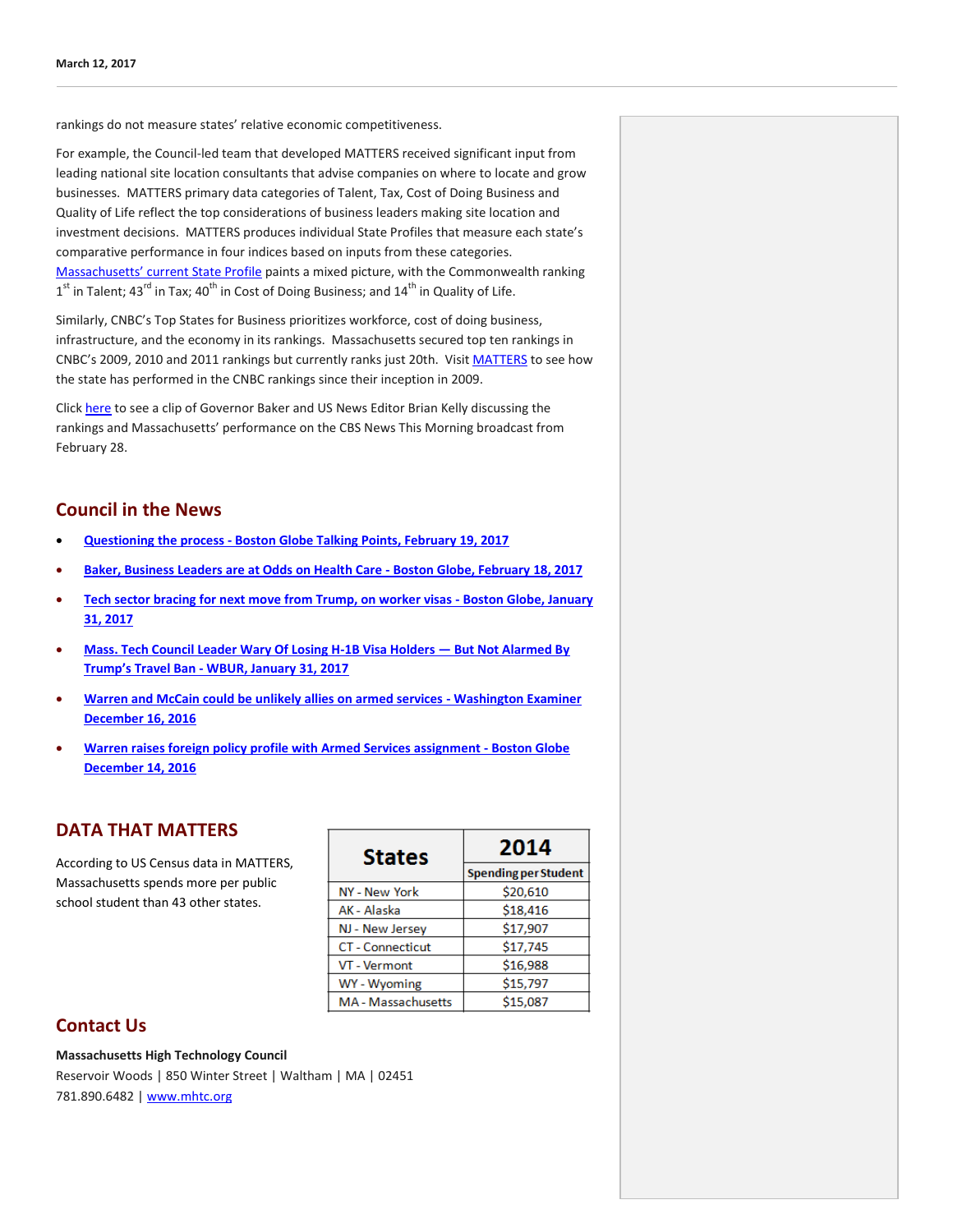rankings do not measure states' relative economic competitiveness.

For example, the Council-led team that developed MATTERS received significant input from leading national site location consultants that advise companies on where to locate and grow businesses. MATTERS primary data categories of Talent, Tax, Cost of Doing Business and Quality of Life reflect the top considerations of business leaders making site location and investment decisions. MATTERS produces individual State Profiles that measure each state's comparative performance in four indices based on inputs from these categories. Massachusetts' current State Profile paints a mixed picture, with the Commonwealth ranking 1st in Talent; 43rd in Tax; 40th in Cost of Doing Business; and 14th in Quality of Life.

Similarly, CNBC's Top States for Business prioritizes workforce, cost of doing business, infrastructure, and the economy in its rankings. Massachusetts secured top ten rankings in CNBC's 2009, 2010 and 2011 rankings but currently ranks just 20th. Visit MATTERS to see how the state has performed in the CNBC rankings since their inception in 2009.

Click here to see a clip of Governor Baker and US News Editor Brian Kelly discussing the rankings and Massachusetts' performance on the CBS News This Morning broadcast from February 28.

## Council in the News

- **Questioning the process - Boston Globe Talking Points, February 19, 2017**
- **Baker, Business Leaders are at Odds on Health Care - Boston Globe, February 18, 2017**
- **Tech sector bracing for next move from Trump, on worker visas - Boston Globe, January 31, 2017**
- **Mass. Tech Council Leader Wary Of Losing H-1B Visa Holders — But Not Alarmed By Trump's Travel Ban - WBUR, January 31, 2017**
- **Warren and McCain could be unlikely allies on armed services - Washington Examiner December 16, 2016**
- **Warren raises foreign policy profile with Armed Services assignment - Boston Globe December 14, 2016**

## DATA THAT MATTERS

According to US Census data in MATTERS, Massachusetts spends more per public school student than 43 other states.

| States | 2014 |
|---|---|
| | Spending per Student |
| NY - New York | $20,610 |
| AK - Alaska | $18,416 |
| NJ - New Jersey | $17,907 |
| CT - Connecticut | $17,745 |
| VT - Vermont | $16,988 |
| WY - Wyoming | $15,797 |
| MA - Massachusetts | $15,087 |

## Contact Us

**Massachusetts High Technology Council**
Reservoir Woods | 850 Winter Street | Waltham | MA | 02451
781.890.6482 | www.mhtc.org